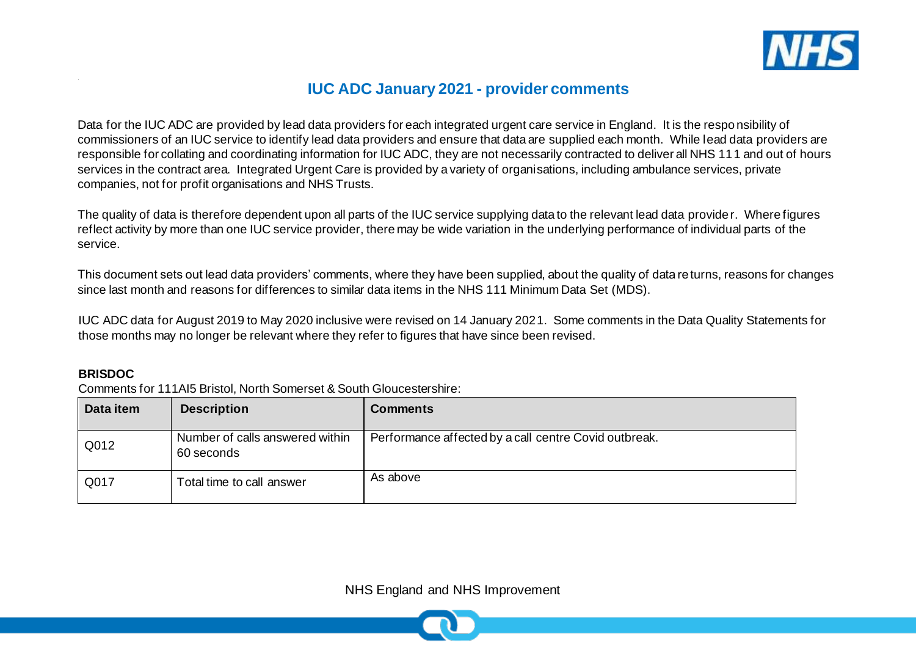# IUC ADC January 2021 - provider comments

Data for the IUC ADC are provided by lead data providers for each integrated urgent care service in England. It is the responsibility of commissioners of an IUC service to identify lead data providers and ensure that data are supplied each month. While lead data providers are responsible for collating and coordinating information for IUC ADC, they are not necessarily contracted to deliver all NHS 111 and out of hours services in the contract area. Integrated Urgent Care is provided by a variety of organisations, including ambulance services, private companies, not for profit organisations and NHS Trusts.

The quality of data is therefore dependent upon all parts of the IUC service supplying data to the relevant lead data provider. Where figures reflect activity by more than one IUC service provider, there may be wide variation in the underlying performance of individual parts of the service.

This document sets out lead data providers' comments, where they have been supplied, about the quality of data returns, reasons for changes since last month and reasons for differences to similar data items in the NHS 111 Minimum Data Set (MDS).

IUC ADC data for August 2019 to May 2020 inclusive were revised on 14 January 2021. Some comments in the Data Quality Statements for those months may no longer be relevant where they refer to figures that have since been revised.

**BRISDOC**

Comments for 111AI5 Bristol, North Somerset & South Gloucestershire:

| Data item | Description | Comments |
|---|---|---|
| Q012 | Number of calls answered within 60 seconds | Performance affected by a call centre Covid outbreak. |
| Q017 | Total time to call answer | As above |

NHS England and NHS Improvement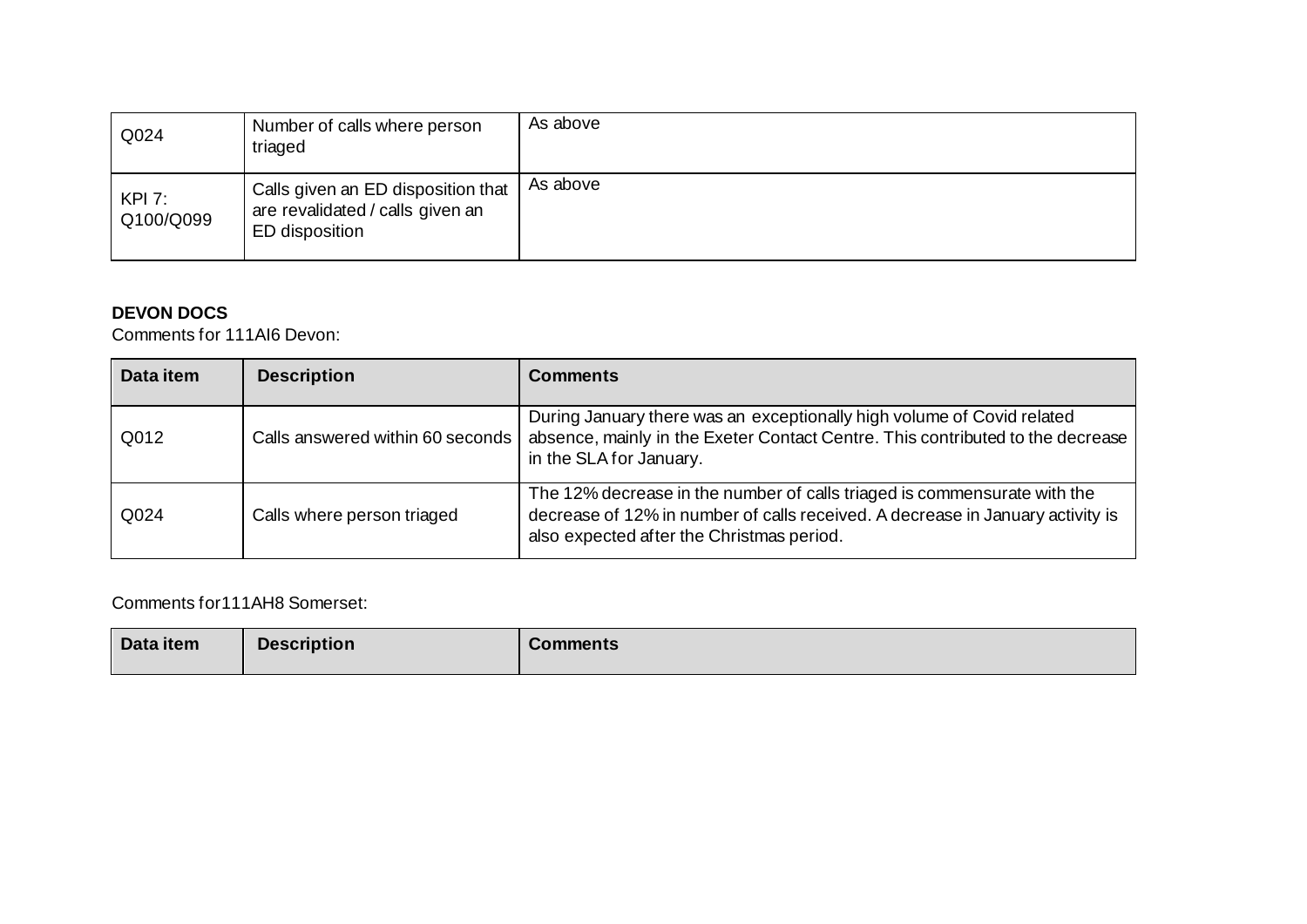| | | |
|---|---|---|
| Q024 | Number of calls where person triaged | As above |
| KPI 7: Q100/Q099 | Calls given an ED disposition that are revalidated / calls given an ED disposition | As above |

**DEVON DOCS**

Comments for 111AI6 Devon:

| Data item | Description | Comments |
|---|---|---|
| Q012 | Calls answered within 60 seconds | During January there was an exceptionally high volume of Covid related absence, mainly in the Exeter Contact Centre. This contributed to the decrease in the SLA for January. |
| Q024 | Calls where person triaged | The 12% decrease in the number of calls triaged is commensurate with the decrease of 12% in number of calls received. A decrease in January activity is also expected after the Christmas period. |

Comments for111AH8 Somerset:

| Data item | Description | Comments |
|---|---|---|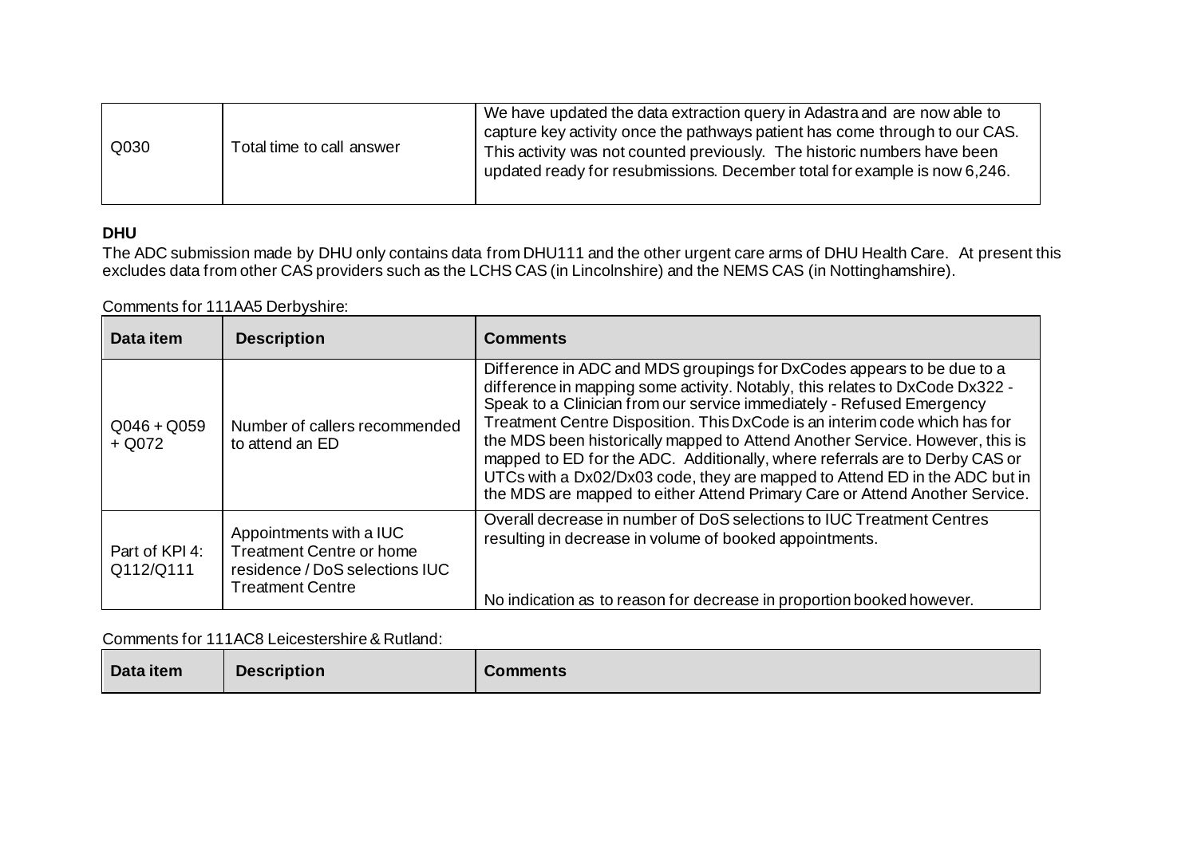| | | |
|---|---|---|
| Q030 | Total time to call answer | We have updated the data extraction query in Adastra and are now able to capture key activity once the pathways patient has come through to our CAS. This activity was not counted previously. The historic numbers have been updated ready for resubmissions. December total for example is now 6,246. |

**DHU**

The ADC submission made by DHU only contains data from DHU111 and the other urgent care arms of DHU Health Care. At present this excludes data from other CAS providers such as the LCHS CAS (in Lincolnshire) and the NEMS CAS (in Nottinghamshire).

Comments for 111AA5 Derbyshire:

| Data item | Description | Comments |
|---|---|---|
| Q046 + Q059 + Q072 | Number of callers recommended to attend an ED | Difference in ADC and MDS groupings for DxCodes appears to be due to a difference in mapping some activity. Notably, this relates to DxCode Dx322 - Speak to a Clinician from our service immediately - Refused Emergency Treatment Centre Disposition. This DxCode is an interim code which has for the MDS been historically mapped to Attend Another Service. However, this is mapped to ED for the ADC. Additionally, where referrals are to Derby CAS or UTCs with a Dx02/Dx03 code, they are mapped to Attend ED in the ADC but in the MDS are mapped to either Attend Primary Care or Attend Another Service. |
| Part of KPI 4: Q112/Q111 | Appointments with a IUC Treatment Centre or home residence / DoS selections IUC Treatment Centre | Overall decrease in number of DoS selections to IUC Treatment Centres resulting in decrease in volume of booked appointments.<br><br>No indication as to reason for decrease in proportion booked however. |

Comments for 111AC8 Leicestershire & Rutland:

| Data item | Description | Comments |
|---|---|---|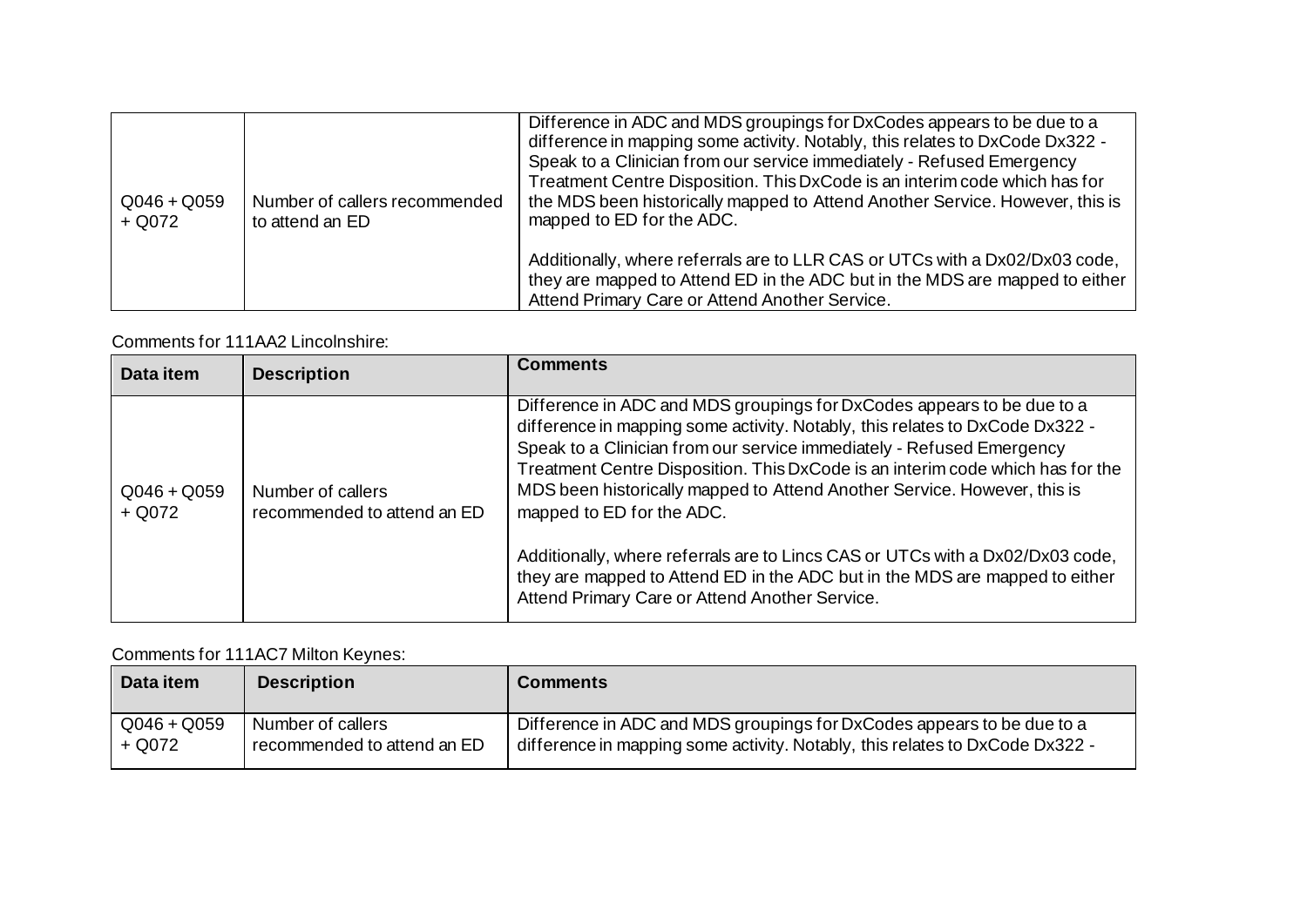| Data item | Description | Comments |
|---|---|---|
| Q046 + Q059 + Q072 | Number of callers recommended to attend an ED | Difference in ADC and MDS groupings for DxCodes appears to be due to a difference in mapping some activity. Notably, this relates to DxCode Dx322 - Speak to a Clinician from our service immediately - Refused Emergency Treatment Centre Disposition. This DxCode is an interim code which has for the MDS been historically mapped to Attend Another Service. However, this is mapped to ED for the ADC.<br><br>Additionally, where referrals are to LLR CAS or UTCs with a Dx02/Dx03 code, they are mapped to Attend ED in the ADC but in the MDS are mapped to either Attend Primary Care or Attend Another Service. |

Comments for 111AA2 Lincolnshire:

| Data item | Description | Comments |
|---|---|---|
| Q046 + Q059 + Q072 | Number of callers recommended to attend an ED | Difference in ADC and MDS groupings for DxCodes appears to be due to a difference in mapping some activity. Notably, this relates to DxCode Dx322 - Speak to a Clinician from our service immediately - Refused Emergency Treatment Centre Disposition. This DxCode is an interim code which has for the MDS been historically mapped to Attend Another Service. However, this is mapped to ED for the ADC.<br><br>Additionally, where referrals are to Lincs CAS or UTCs with a Dx02/Dx03 code, they are mapped to Attend ED in the ADC but in the MDS are mapped to either Attend Primary Care or Attend Another Service. |

Comments for 111AC7 Milton Keynes:

| Data item | Description | Comments |
|---|---|---|
| Q046 + Q059 + Q072 | Number of callers recommended to attend an ED | Difference in ADC and MDS groupings for DxCodes appears to be due to a difference in mapping some activity. Notably, this relates to DxCode Dx322 - |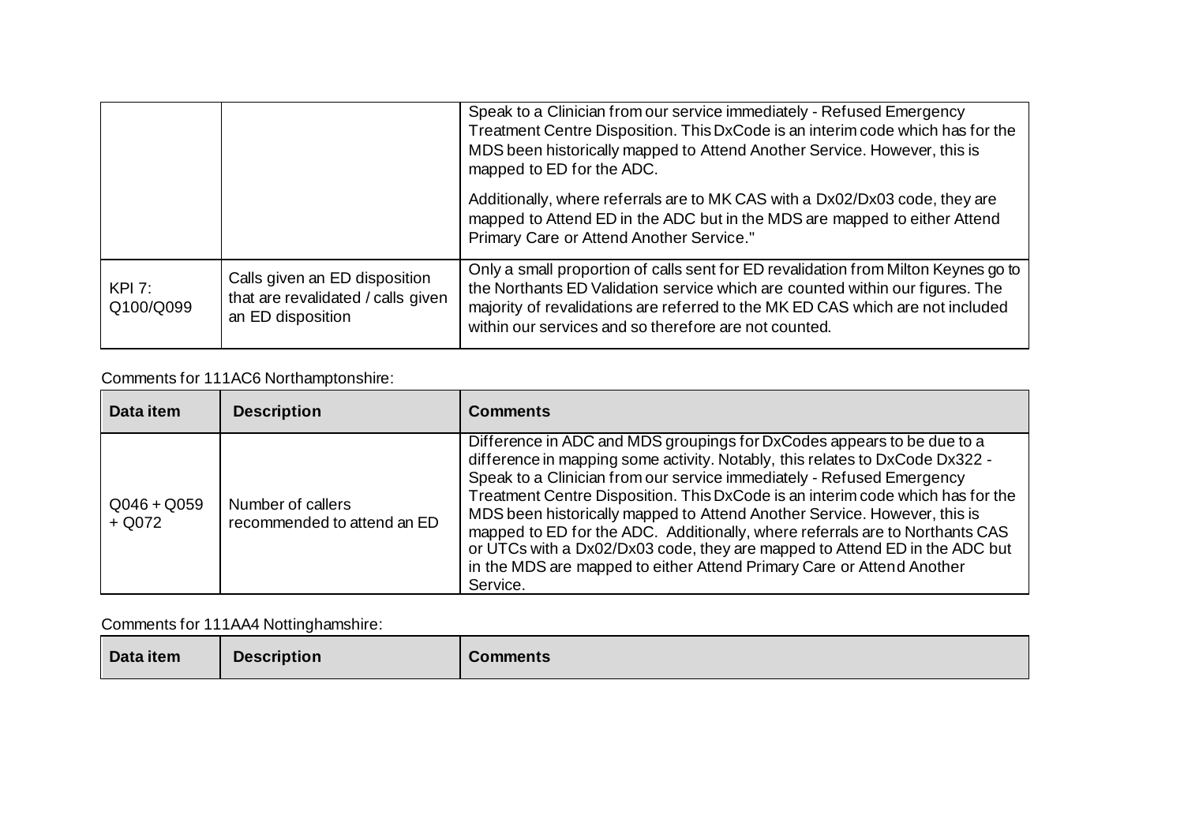| | | |
|---|---|---|
| | | Speak to a Clinician from our service immediately - Refused Emergency Treatment Centre Disposition. This DxCode is an interim code which has for the MDS been historically mapped to Attend Another Service. However, this is mapped to ED for the ADC.<br><br>Additionally, where referrals are to MK CAS with a Dx02/Dx03 code, they are mapped to Attend ED in the ADC but in the MDS are mapped to either Attend Primary Care or Attend Another Service." |
| KPI 7: Q100/Q099 | Calls given an ED disposition that are revalidated / calls given an ED disposition | Only a small proportion of calls sent for ED revalidation from Milton Keynes go to the Northants ED Validation service which are counted within our figures. The majority of revalidations are referred to the MK ED CAS which are not included within our services and so therefore are not counted. |

Comments for 111AC6 Northamptonshire:

| Data item | Description | Comments |
|---|---|---|
| Q046 + Q059 + Q072 | Number of callers recommended to attend an ED | Difference in ADC and MDS groupings for DxCodes appears to be due to a difference in mapping some activity. Notably, this relates to DxCode Dx322 - Speak to a Clinician from our service immediately - Refused Emergency Treatment Centre Disposition. This DxCode is an interim code which has for the MDS been historically mapped to Attend Another Service. However, this is mapped to ED for the ADC. Additionally, where referrals are to Northants CAS or UTCs with a Dx02/Dx03 code, they are mapped to Attend ED in the ADC but in the MDS are mapped to either Attend Primary Care or Attend Another Service. |

Comments for 111AA4 Nottinghamshire:

| Data item | Description | Comments |
|---|---|---|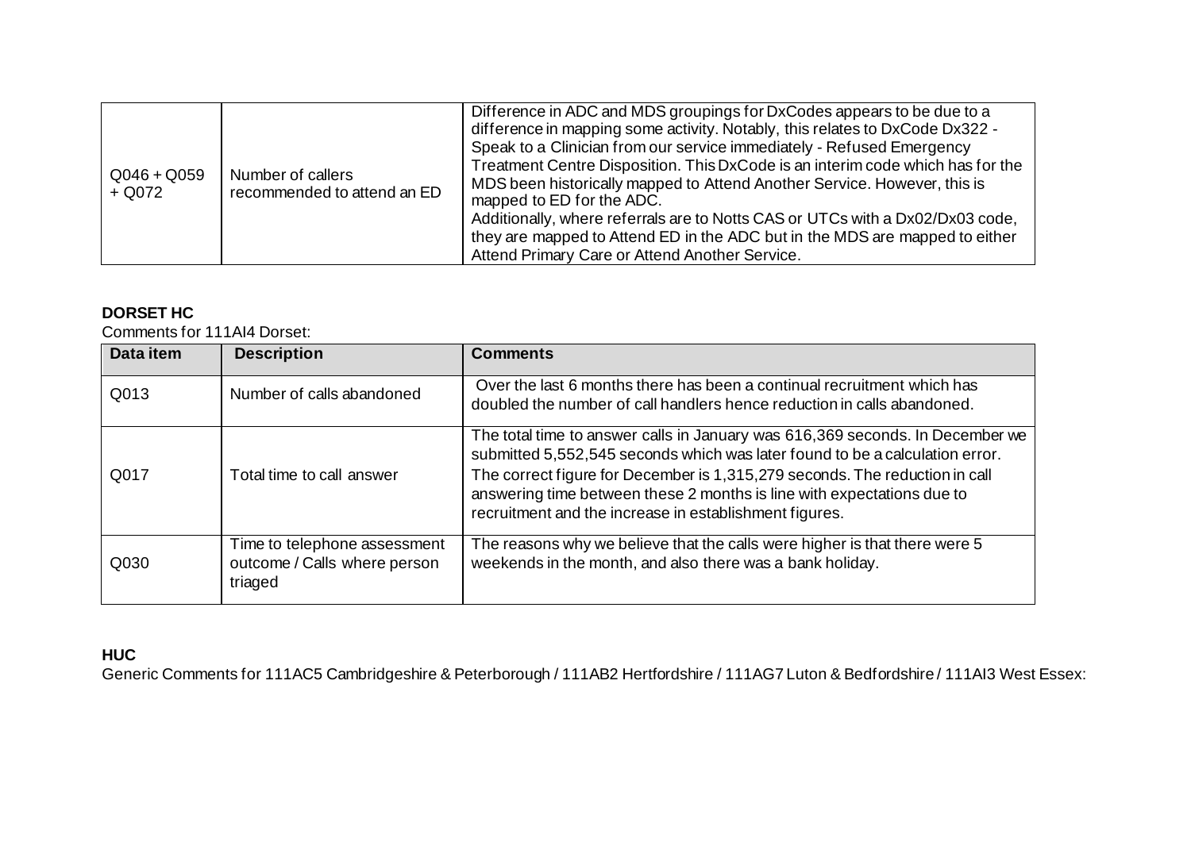| | | |
|---|---|---|
| Q046 + Q059 + Q072 | Number of callers recommended to attend an ED | Difference in ADC and MDS groupings for DxCodes appears to be due to a difference in mapping some activity. Notably, this relates to DxCode Dx322 - Speak to a Clinician from our service immediately - Refused Emergency Treatment Centre Disposition. This DxCode is an interim code which has for the MDS been historically mapped to Attend Another Service. However, this is mapped to ED for the ADC.<br>Additionally, where referrals are to Notts CAS or UTCs with a Dx02/Dx03 code, they are mapped to Attend ED in the ADC but in the MDS are mapped to either Attend Primary Care or Attend Another Service. |

**DORSET HC**

Comments for 111AI4 Dorset:

| Data item | Description | Comments |
|---|---|---|
| Q013 | Number of calls abandoned | Over the last 6 months there has been a continual recruitment which has doubled the number of call handlers hence reduction in calls abandoned. |
| Q017 | Total time to call answer | The total time to answer calls in January was 616,369 seconds. In December we submitted 5,552,545 seconds which was later found to be a calculation error. The correct figure for December is 1,315,279 seconds. The reduction in call answering time between these 2 months is line with expectations due to recruitment and the increase in establishment figures. |
| Q030 | Time to telephone assessment outcome / Calls where person triaged | The reasons why we believe that the calls were higher is that there were 5 weekends in the month, and also there was a bank holiday. |

**HUC**

Generic Comments for 111AC5 Cambridgeshire & Peterborough / 111AB2 Hertfordshire / 111AG7 Luton & Bedfordshire / 111AI3 West Essex: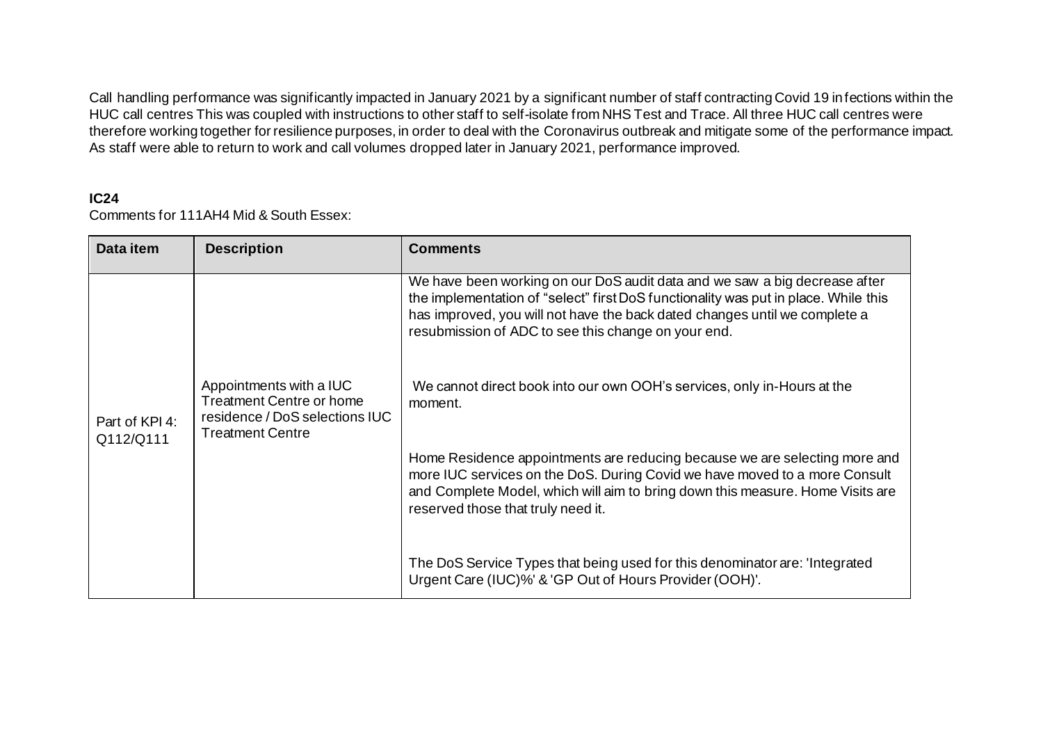Call handling performance was significantly impacted in January 2021 by a significant number of staff contracting Covid 19 infections within the HUC call centres This was coupled with instructions to other staff to self-isolate from NHS Test and Trace. All three HUC call centres were therefore working together for resilience purposes, in order to deal with the Coronavirus outbreak and mitigate some of the performance impact. As staff were able to return to work and call volumes dropped later in January 2021, performance improved.

**IC24**

Comments for 111AH4 Mid & South Essex:

| Data item | Description | Comments |
|---|---|---|
| Part of KPI 4: Q112/Q111 | Appointments with a IUC Treatment Centre or home residence / DoS selections IUC Treatment Centre | We have been working on our DoS audit data and we saw a big decrease after the implementation of "select" first DoS functionality was put in place. While this has improved, you will not have the back dated changes until we complete a resubmission of ADC to see this change on your end.<br><br>We cannot direct book into our own OOH's services, only in-Hours at the moment.<br><br>Home Residence appointments are reducing because we are selecting more and more IUC services on the DoS. During Covid we have moved to a more Consult and Complete Model, which will aim to bring down this measure. Home Visits are reserved those that truly need it.<br><br>The DoS Service Types that being used for this denominator are: 'Integrated Urgent Care (IUC)%' & 'GP Out of Hours Provider (OOH)'. |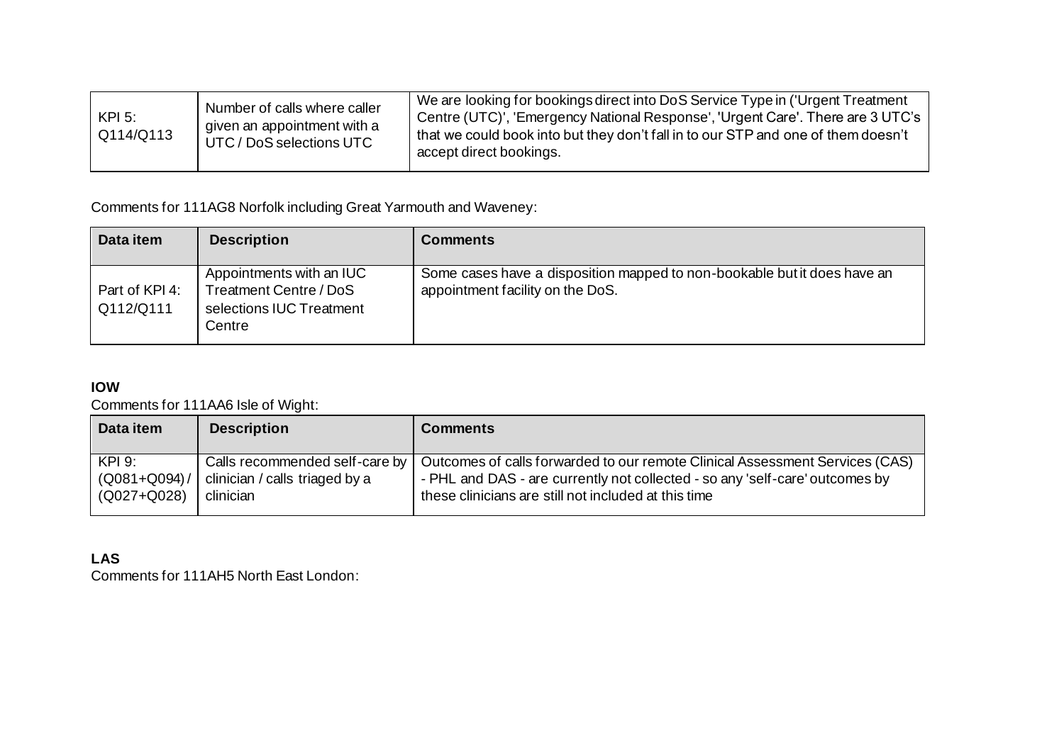| | | |
|---|---|---|
| KPI 5: Q114/Q113 | Number of calls where caller given an appointment with a UTC / DoS selections UTC | We are looking for bookings direct into DoS Service Type in ('Urgent Treatment Centre (UTC)', 'Emergency National Response', 'Urgent Care'. There are 3 UTC's that we could book into but they don't fall in to our STP and one of them doesn't accept direct bookings. |

Comments for 111AG8 Norfolk including Great Yarmouth and Waveney:

| Data item | Description | Comments |
|---|---|---|
| Part of KPI 4: Q112/Q111 | Appointments with an IUC Treatment Centre / DoS selections IUC Treatment Centre | Some cases have a disposition mapped to non-bookable but it does have an appointment facility on the DoS. |

**IOW**

Comments for 111AA6 Isle of Wight:

| Data item | Description | Comments |
|---|---|---|
| KPI 9: (Q081+Q094) / (Q027+Q028) | Calls recommended self-care by clinician / calls triaged by a clinician | Outcomes of calls forwarded to our remote Clinical Assessment Services (CAS) - PHL and DAS - are currently not collected - so any 'self-care' outcomes by these clinicians are still not included at this time |

**LAS**

Comments for 111AH5 North East London: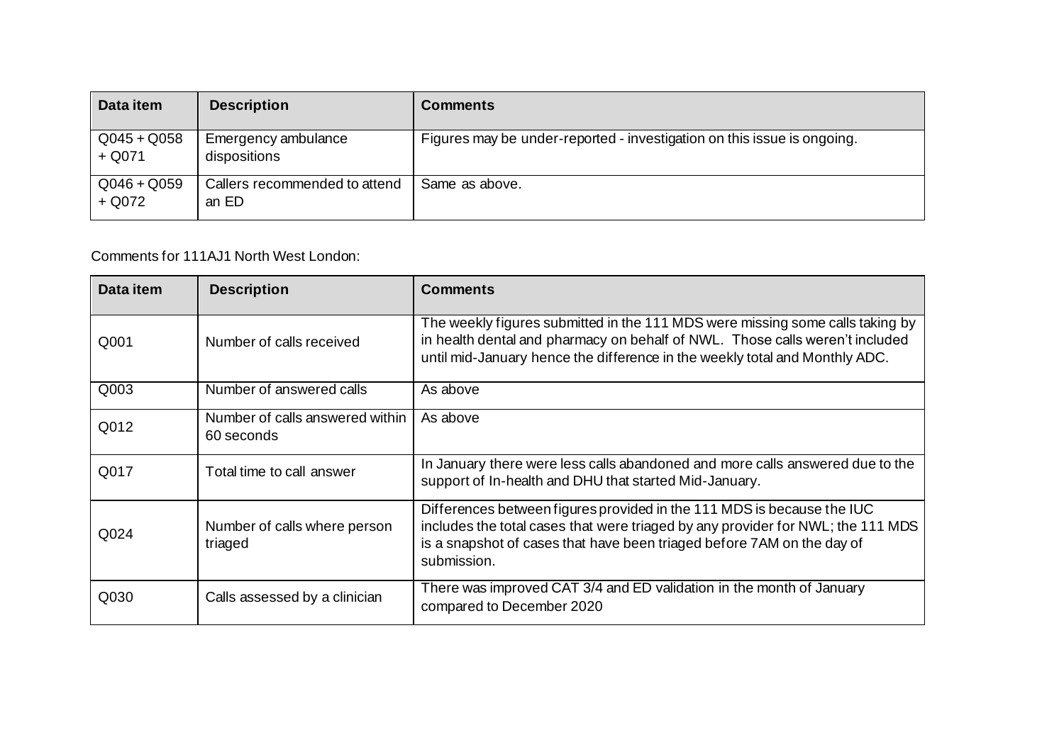| Data item | Description | Comments |
| --- | --- | --- |
| Q045 + Q058 + Q071 | Emergency ambulance dispositions | Figures may be under-reported - investigation on this issue is ongoing. |
| Q046 + Q059 + Q072 | Callers recommended to attend an ED | Same as above. |

Comments for 111AJ1 North West London:

| Data item | Description | Comments |
| --- | --- | --- |
| Q001 | Number of calls received | The weekly figures submitted in the 111 MDS were missing some calls taking by in health dental and pharmacy on behalf of NWL. Those calls weren't included until mid-January hence the difference in the weekly total and Monthly ADC. |
| Q003 | Number of answered calls | As above |
| Q012 | Number of calls answered within 60 seconds | As above |
| Q017 | Total time to call answer | In January there were less calls abandoned and more calls answered due to the support of In-health and DHU that started Mid-January. |
| Q024 | Number of calls where person triaged | Differences between figures provided in the 111 MDS is because the IUC includes the total cases that were triaged by any provider for NWL; the 111 MDS is a snapshot of cases that have been triaged before 7AM on the day of submission. |
| Q030 | Calls assessed by a clinician | There was improved CAT 3/4 and ED validation in the month of January compared to December 2020 |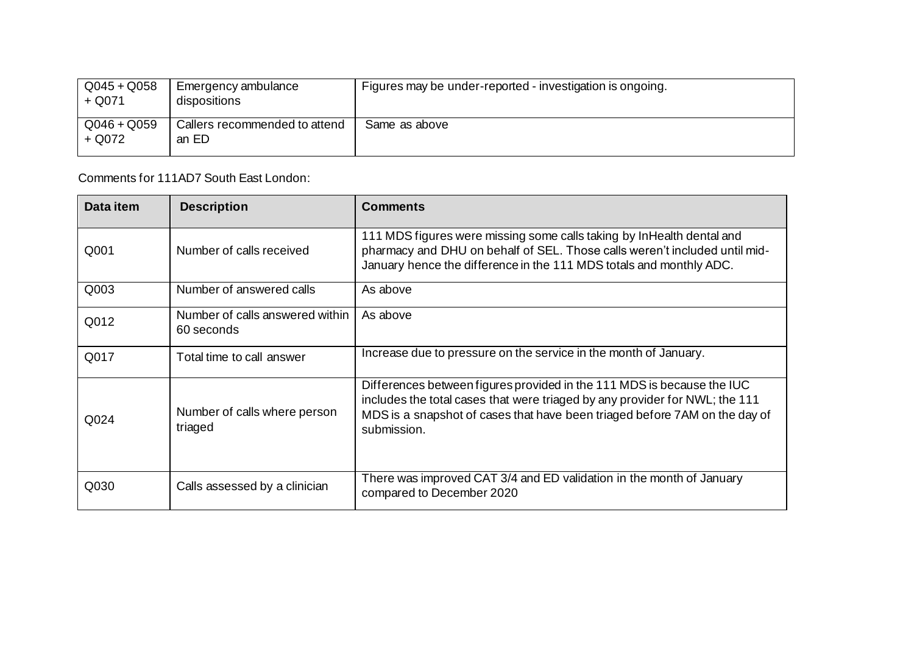| Q045 + Q058 + Q071 | Emergency ambulance dispositions | Figures may be under-reported - investigation is ongoing. |
|---|---|---|
| Q046 + Q059 + Q072 | Callers recommended to attend an ED | Same as above |

Comments for 111AD7 South East London:

| Data item | Description | Comments |
|---|---|---|
| Q001 | Number of calls received | 111 MDS figures were missing some calls taking by InHealth dental and pharmacy and DHU on behalf of SEL. Those calls weren't included until mid-January hence the difference in the 111 MDS totals and monthly ADC. |
| Q003 | Number of answered calls | As above |
| Q012 | Number of calls answered within 60 seconds | As above |
| Q017 | Total time to call answer | Increase due to pressure on the service in the month of January. |
| Q024 | Number of calls where person triaged | Differences between figures provided in the 111 MDS is because the IUC includes the total cases that were triaged by any provider for NWL; the 111 MDS is a snapshot of cases that have been triaged before 7AM on the day of submission. |
| Q030 | Calls assessed by a clinician | There was improved CAT 3/4 and ED validation in the month of January compared to December 2020 |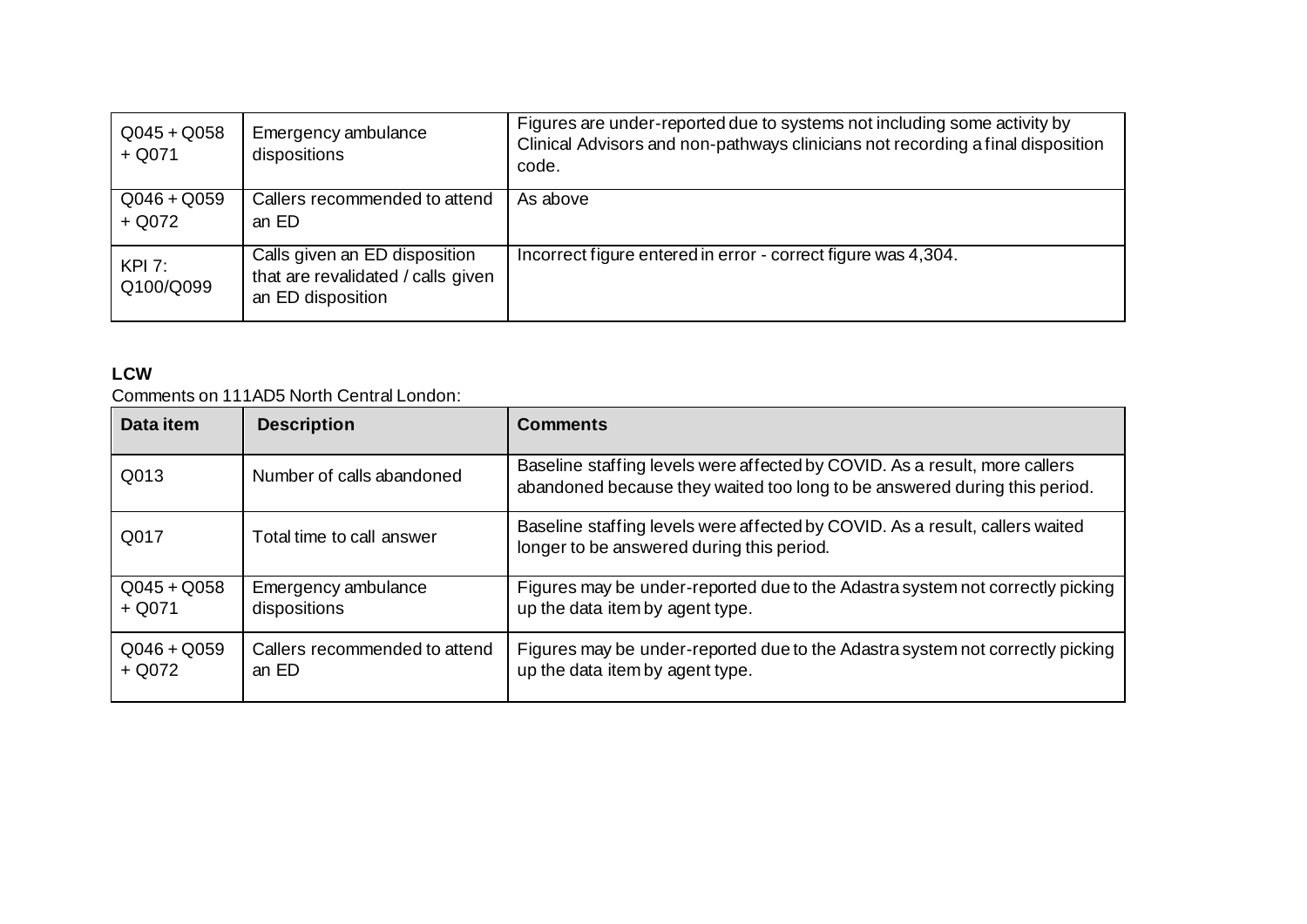| | | |
|---|---|---|
| Q045 + Q058 + Q071 | Emergency ambulance dispositions | Figures are under-reported due to systems not including some activity by Clinical Advisors and non-pathways clinicians not recording a final disposition code. |
| Q046 + Q059 + Q072 | Callers recommended to attend an ED | As above |
| KPI 7: Q100/Q099 | Calls given an ED disposition that are revalidated / calls given an ED disposition | Incorrect figure entered in error - correct figure was 4,304. |

**LCW**

Comments on 111AD5 North Central London:

| Data item | Description | Comments |
|---|---|---|
| Q013 | Number of calls abandoned | Baseline staffing levels were affected by COVID. As a result, more callers abandoned because they waited too long to be answered during this period. |
| Q017 | Total time to call answer | Baseline staffing levels were affected by COVID. As a result, callers waited longer to be answered during this period. |
| Q045 + Q058 + Q071 | Emergency ambulance dispositions | Figures may be under-reported due to the Adastra system not correctly picking up the data item by agent type. |
| Q046 + Q059 + Q072 | Callers recommended to attend an ED | Figures may be under-reported due to the Adastra system not correctly picking up the data item by agent type. |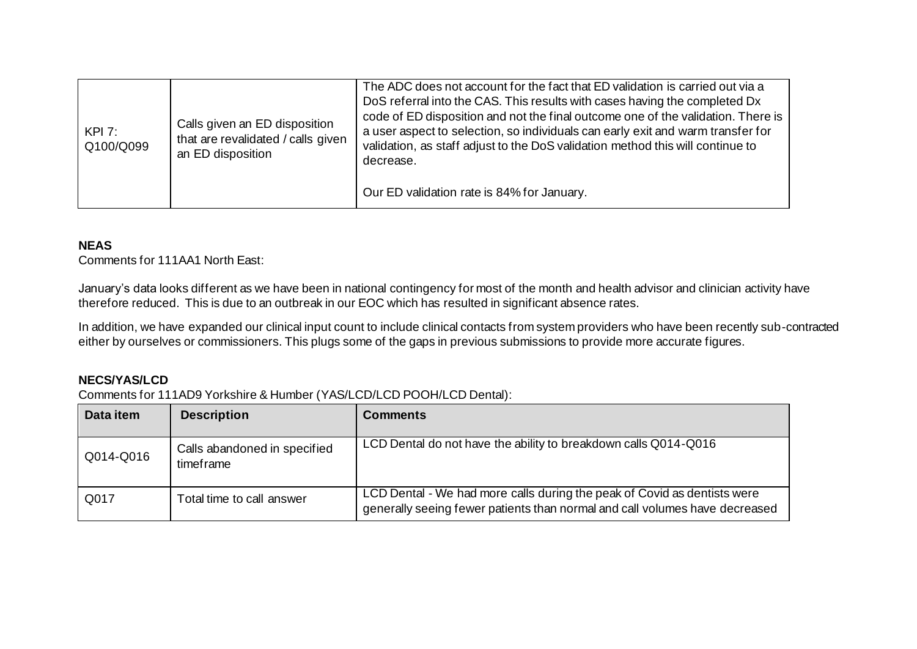| KPI 7: Q100/Q099 | Calls given an ED disposition that are revalidated / calls given an ED disposition | The ADC does not account for the fact that ED validation is carried out via a DoS referral into the CAS. This results with cases having the completed Dx code of ED disposition and not the final outcome one of the validation. There is a user aspect to selection, so individuals can early exit and warm transfer for validation, as staff adjust to the DoS validation method this will continue to decrease.<br><br>Our ED validation rate is 84% for January. |
|---|---|---|

**NEAS**

Comments for 111AA1 North East:

January's data looks different as we have been in national contingency for most of the month and health advisor and clinician activity have therefore reduced. This is due to an outbreak in our EOC which has resulted in significant absence rates.

In addition, we have expanded our clinical input count to include clinical contacts from system providers who have been recently sub-contracted either by ourselves or commissioners. This plugs some of the gaps in previous submissions to provide more accurate figures.

**NECS/YAS/LCD**

Comments for 111AD9 Yorkshire & Humber (YAS/LCD/LCD POOH/LCD Dental):

| Data item | Description | Comments |
|---|---|---|
| Q014-Q016 | Calls abandoned in specified timeframe | LCD Dental do not have the ability to breakdown calls Q014-Q016 |
| Q017 | Total time to call answer | LCD Dental - We had more calls during the peak of Covid as dentists were generally seeing fewer patients than normal and call volumes have decreased |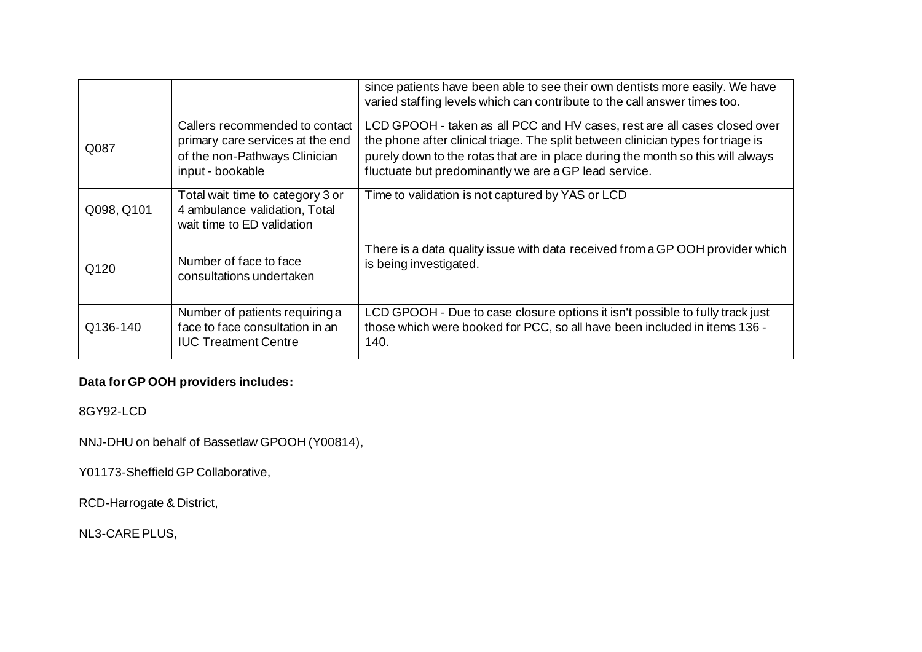| | | |
|---|---|---|
| | | since patients have been able to see their own dentists more easily. We have varied staffing levels which can contribute to the call answer times too. |
| Q087 | Callers recommended to contact primary care services at the end of the non-Pathways Clinician input - bookable | LCD GPOOH - taken as all PCC and HV cases, rest are all cases closed over the phone after clinical triage. The split between clinician types for triage is purely down to the rotas that are in place during the month so this will always fluctuate but predominantly we are a GP lead service. |
| Q098, Q101 | Total wait time to category 3 or 4 ambulance validation, Total wait time to ED validation | Time to validation is not captured by YAS or LCD |
| Q120 | Number of face to face consultations undertaken | There is a data quality issue with data received from a GP OOH provider which is being investigated. |
| Q136-140 | Number of patients requiring a face to face consultation in an IUC Treatment Centre | LCD GPOOH - Due to case closure options it isn't possible to fully track just those which were booked for PCC, so all have been included in items 136 - 140. |

**Data for GP OOH providers includes:**

8GY92-LCD

NNJ-DHU on behalf of Bassetlaw GPOOH (Y00814),

Y01173-Sheffield GP Collaborative,

RCD-Harrogate & District,

NL3-CARE PLUS,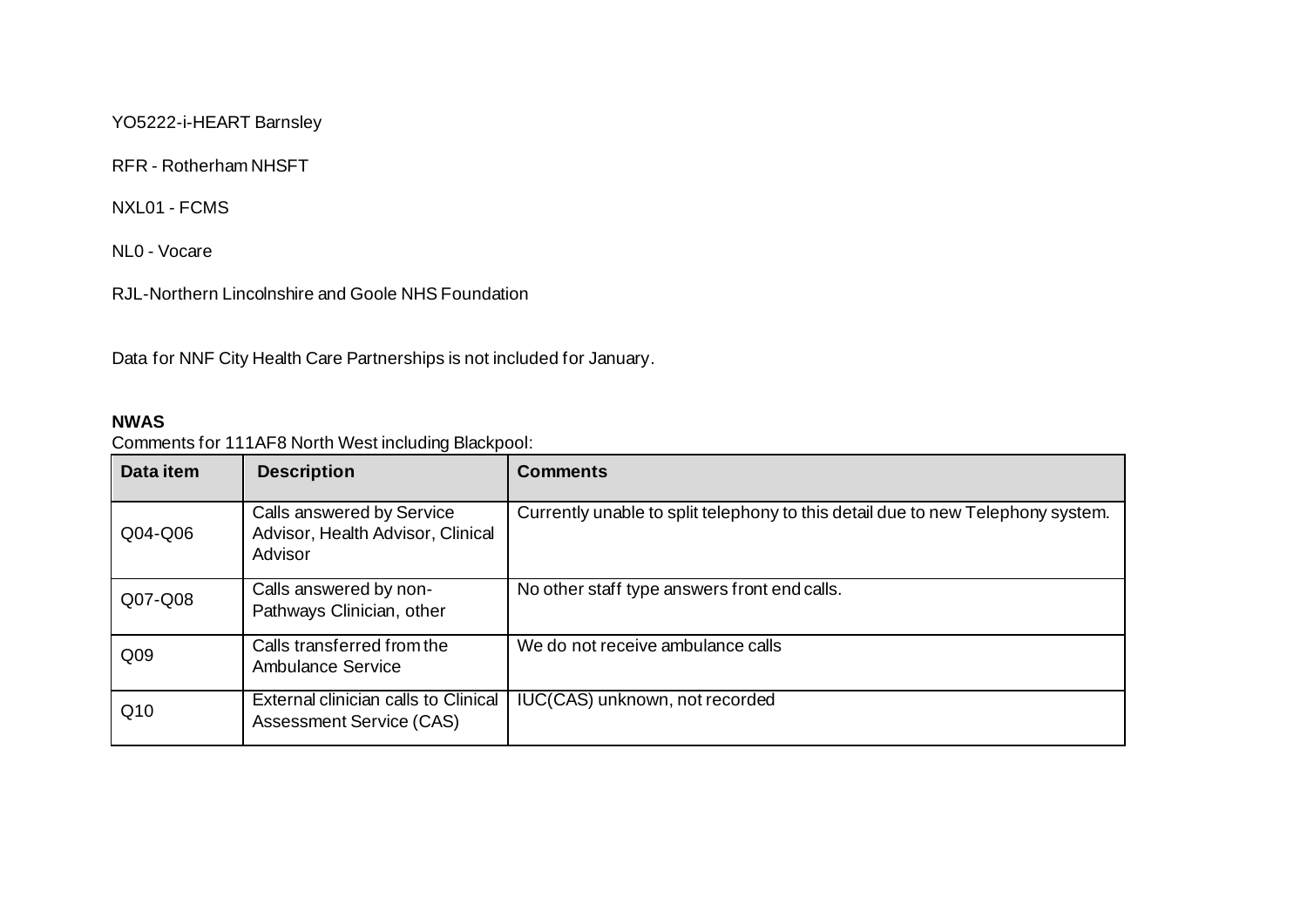YO5222-i-HEART Barnsley

RFR - Rotherham NHSFT

NXL01 - FCMS

NL0 - Vocare

RJL-Northern Lincolnshire and Goole NHS Foundation

Data for NNF City Health Care Partnerships is not included for January.

**NWAS**

Comments for 111AF8 North West including Blackpool:

| Data item | Description | Comments |
|---|---|---|
| Q04-Q06 | Calls answered by Service Advisor, Health Advisor, Clinical Advisor | Currently unable to split telephony to this detail due to new Telephony system. |
| Q07-Q08 | Calls answered by non-Pathways Clinician, other | No other staff type answers front end calls. |
| Q09 | Calls transferred from the Ambulance Service | We do not receive ambulance calls |
| Q10 | External clinician calls to Clinical Assessment Service (CAS) | IUC(CAS) unknown, not recorded |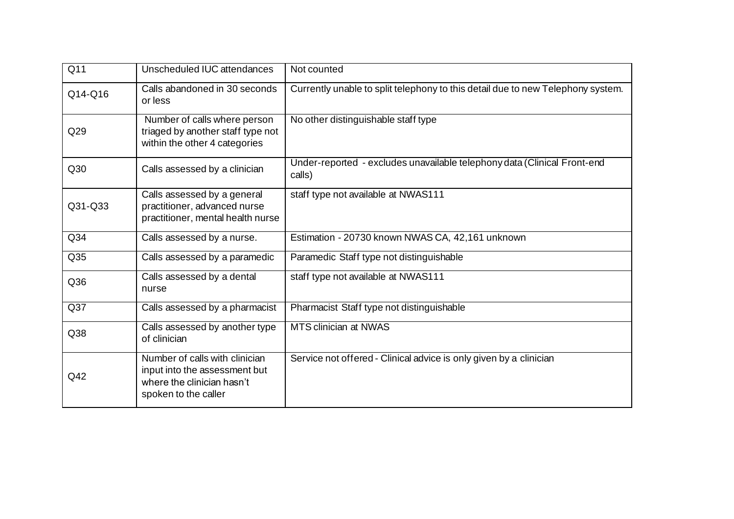| | | |
|---|---|---|
| Q11 | Unscheduled IUC attendances | Not counted |
| Q14-Q16 | Calls abandoned in 30 seconds or less | Currently unable to split telephony to this detail due to new Telephony system. |
| Q29 | Number of calls where person triaged by another staff type not within the other 4 categories | No other distinguishable staff type |
| Q30 | Calls assessed by a clinician | Under-reported - excludes unavailable telephony data (Clinical Front-end calls) |
| Q31-Q33 | Calls assessed by a general practitioner, advanced nurse practitioner, mental health nurse | staff type not available at NWAS111 |
| Q34 | Calls assessed by a nurse. | Estimation - 20730 known NWAS CA, 42,161 unknown |
| Q35 | Calls assessed by a paramedic | Paramedic Staff type not distinguishable |
| Q36 | Calls assessed by a dental nurse | staff type not available at NWAS111 |
| Q37 | Calls assessed by a pharmacist | Pharmacist Staff type not distinguishable |
| Q38 | Calls assessed by another type of clinician | MTS clinician at NWAS |
| Q42 | Number of calls with clinician input into the assessment but where the clinician hasn't spoken to the caller | Service not offered - Clinical advice is only given by a clinician |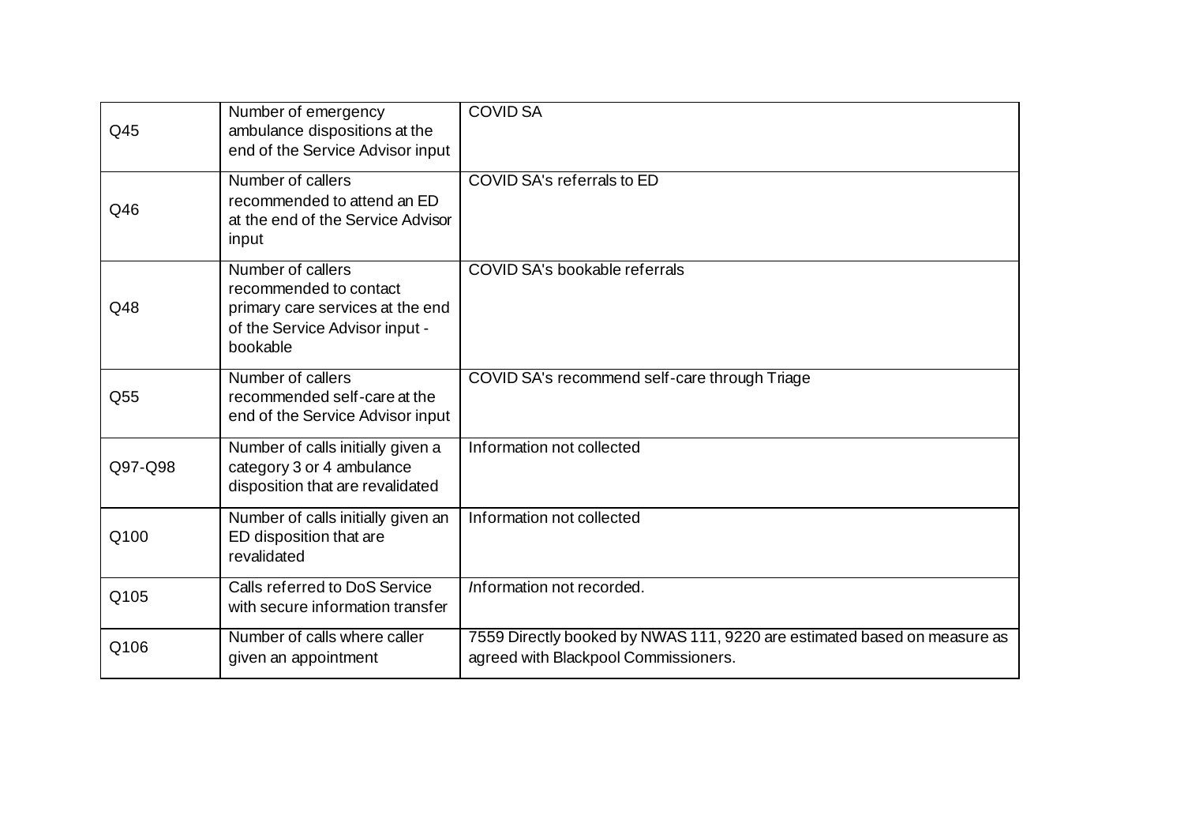| | | |
|---|---|---|
| Q45 | Number of emergency ambulance dispositions at the end of the Service Advisor input | COVID SA |
| Q46 | Number of callers recommended to attend an ED at the end of the Service Advisor input | COVID SA's referrals to ED |
| Q48 | Number of callers recommended to contact primary care services at the end of the Service Advisor input - bookable | COVID SA's bookable referrals |
| Q55 | Number of callers recommended self-care at the end of the Service Advisor input | COVID SA's recommend self-care through Triage |
| Q97-Q98 | Number of calls initially given a category 3 or 4 ambulance disposition that are revalidated | Information not collected |
| Q100 | Number of calls initially given an ED disposition that are revalidated | Information not collected |
| Q105 | Calls referred to DoS Service with secure information transfer | Information not recorded. |
| Q106 | Number of calls where caller given an appointment | 7559 Directly booked by NWAS 111, 9220 are estimated based on measure as agreed with Blackpool Commissioners. |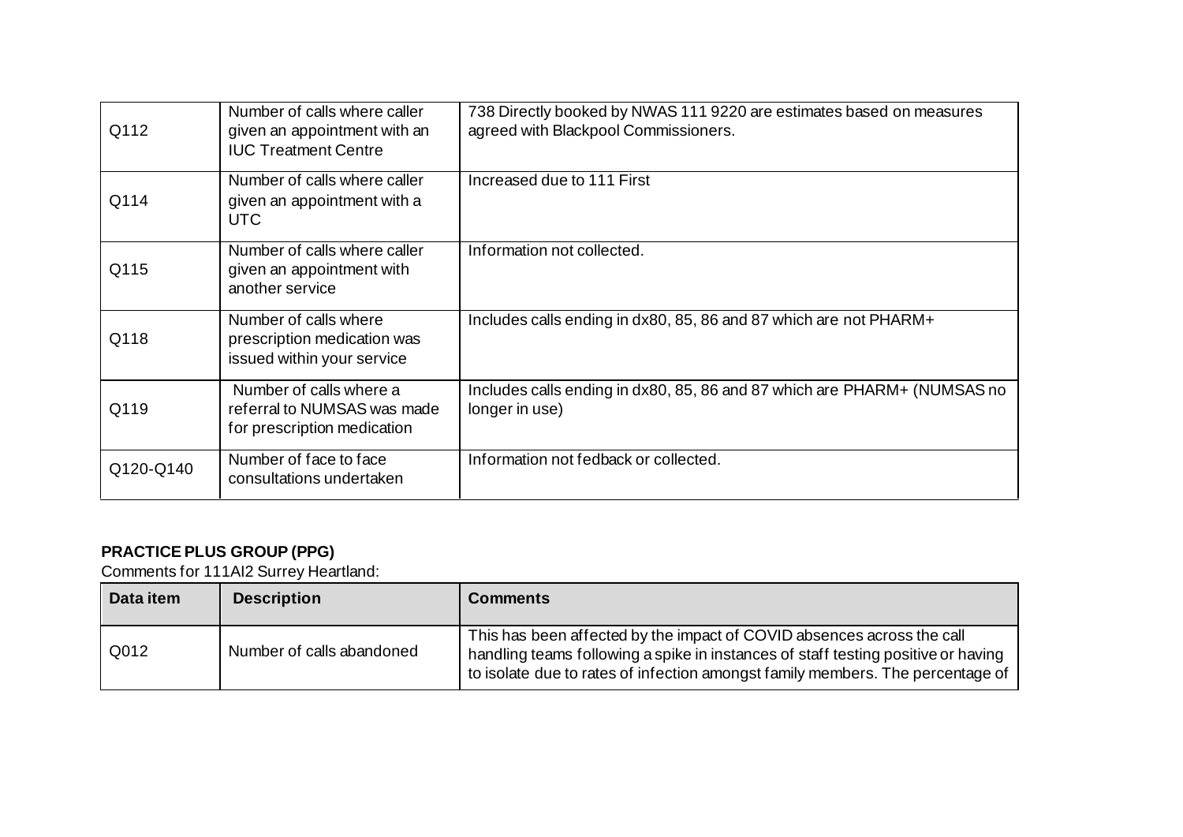| | | |
|---|---|---|
| Q112 | Number of calls where caller given an appointment with an IUC Treatment Centre | 738 Directly booked by NWAS 111 9220 are estimates based on measures agreed with Blackpool Commissioners. |
| Q114 | Number of calls where caller given an appointment with a UTC | Increased due to 111 First |
| Q115 | Number of calls where caller given an appointment with another service | Information not collected. |
| Q118 | Number of calls where prescription medication was issued within your service | Includes calls ending in dx80, 85, 86 and 87 which are not PHARM+ |
| Q119 | Number of calls where a referral to NUMSAS was made for prescription medication | Includes calls ending in dx80, 85, 86 and 87 which are PHARM+ (NUMSAS no longer in use) |
| Q120-Q140 | Number of face to face consultations undertaken | Information not fedback or collected. |

**PRACTICE PLUS GROUP (PPG)**

Comments for 111AI2 Surrey Heartland:

| Data item | Description | Comments |
|---|---|---|
| Q012 | Number of calls abandoned | This has been affected by the impact of COVID absences across the call handling teams following a spike in instances of staff testing positive or having to isolate due to rates of infection amongst family members. The percentage of |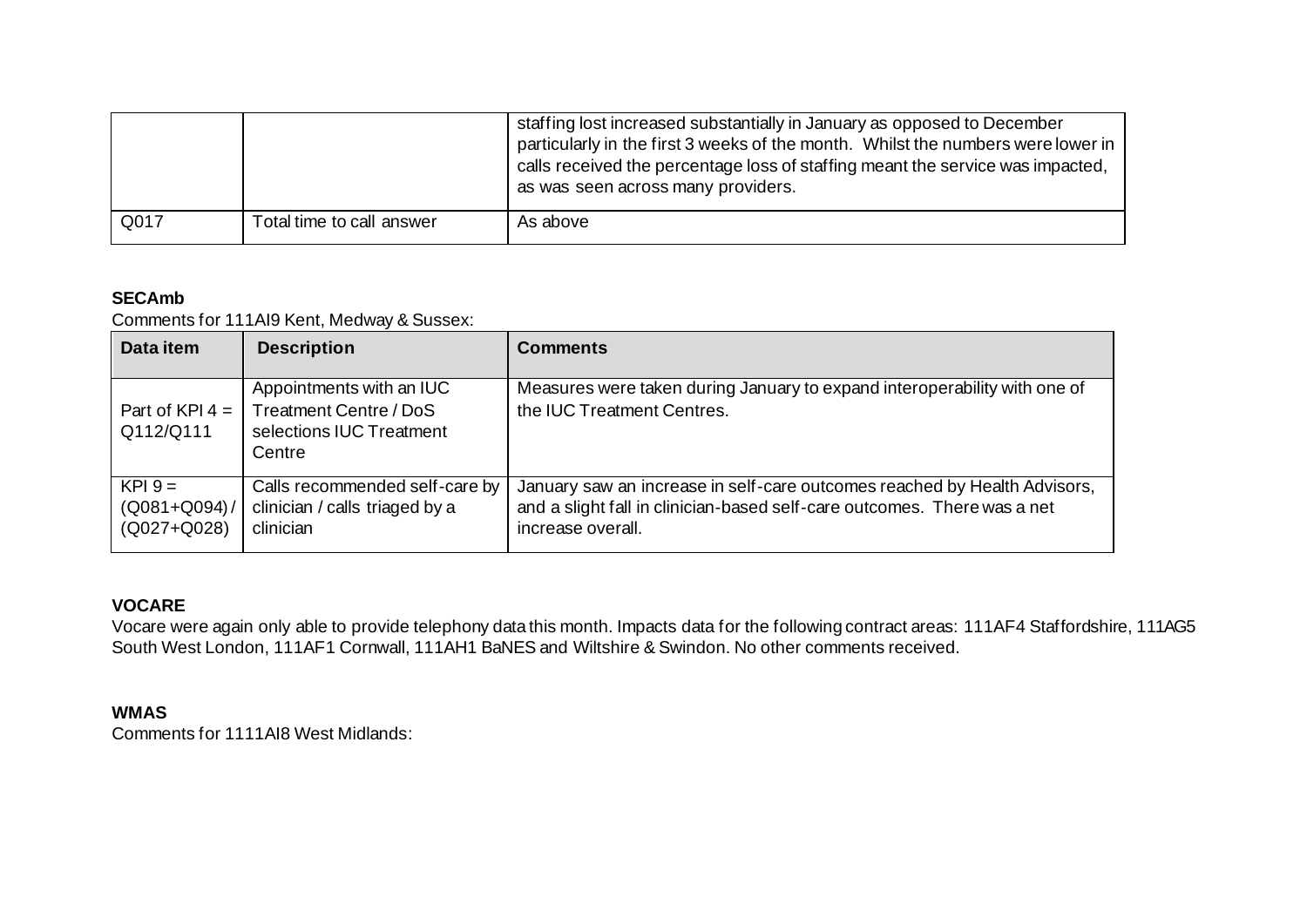|  |  | staffing lost increased substantially in January as opposed to December particularly in the first 3 weeks of the month. Whilst the numbers were lower in calls received the percentage loss of staffing meant the service was impacted, as was seen across many providers. |
|---|---|---|
| Q017 | Total time to call answer | As above |

**SECAmb**

Comments for 111AI9 Kent, Medway & Sussex:

| Data item | Description | Comments |
|---|---|---|
| Part of KPI 4 = Q112/Q111 | Appointments with an IUC Treatment Centre / DoS selections IUC Treatment Centre | Measures were taken during January to expand interoperability with one of the IUC Treatment Centres. |
| KPI 9 = (Q081+Q094) / (Q027+Q028) | Calls recommended self-care by clinician / calls triaged by a clinician | January saw an increase in self-care outcomes reached by Health Advisors, and a slight fall in clinician-based self-care outcomes. There was a net increase overall. |

**VOCARE**

Vocare were again only able to provide telephony data this month. Impacts data for the following contract areas: 111AF4 Staffordshire, 111AG5 South West London, 111AF1 Cornwall, 111AH1 BaNES and Wiltshire & Swindon. No other comments received.

**WMAS**

Comments for 1111AI8 West Midlands: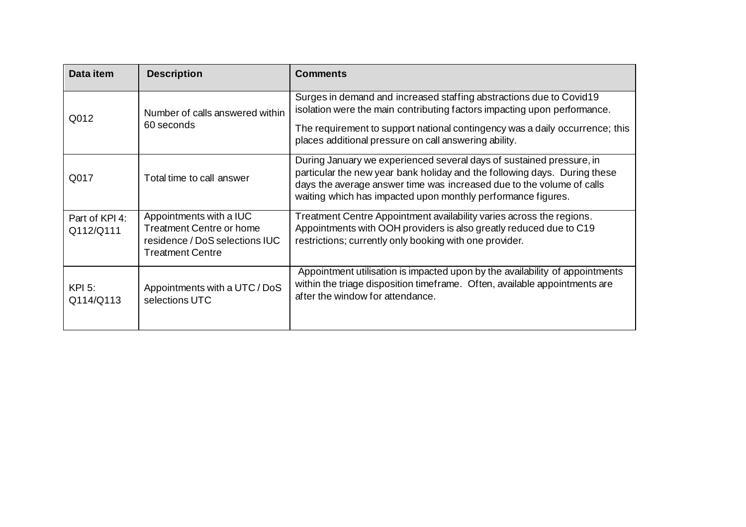| Data item | Description | Comments |
|---|---|---|
| Q012 | Number of calls answered within 60 seconds | Surges in demand and increased staffing abstractions due to Covid19 isolation were the main contributing factors impacting upon performance. The requirement to support national contingency was a daily occurrence; this places additional pressure on call answering ability. |
| Q017 | Total time to call answer | During January we experienced several days of sustained pressure, in particular the new year bank holiday and the following days. During these days the average answer time was increased due to the volume of calls waiting which has impacted upon monthly performance figures. |
| Part of KPI 4: Q112/Q111 | Appointments with a IUC Treatment Centre or home residence / DoS selections IUC Treatment Centre | Treatment Centre Appointment availability varies across the regions. Appointments with OOH providers is also greatly reduced due to C19 restrictions; currently only booking with one provider. |
| KPI 5: Q114/Q113 | Appointments with a UTC / DoS selections UTC | Appointment utilisation is impacted upon by the availability of appointments within the triage disposition timeframe. Often, available appointments are after the window for attendance. |